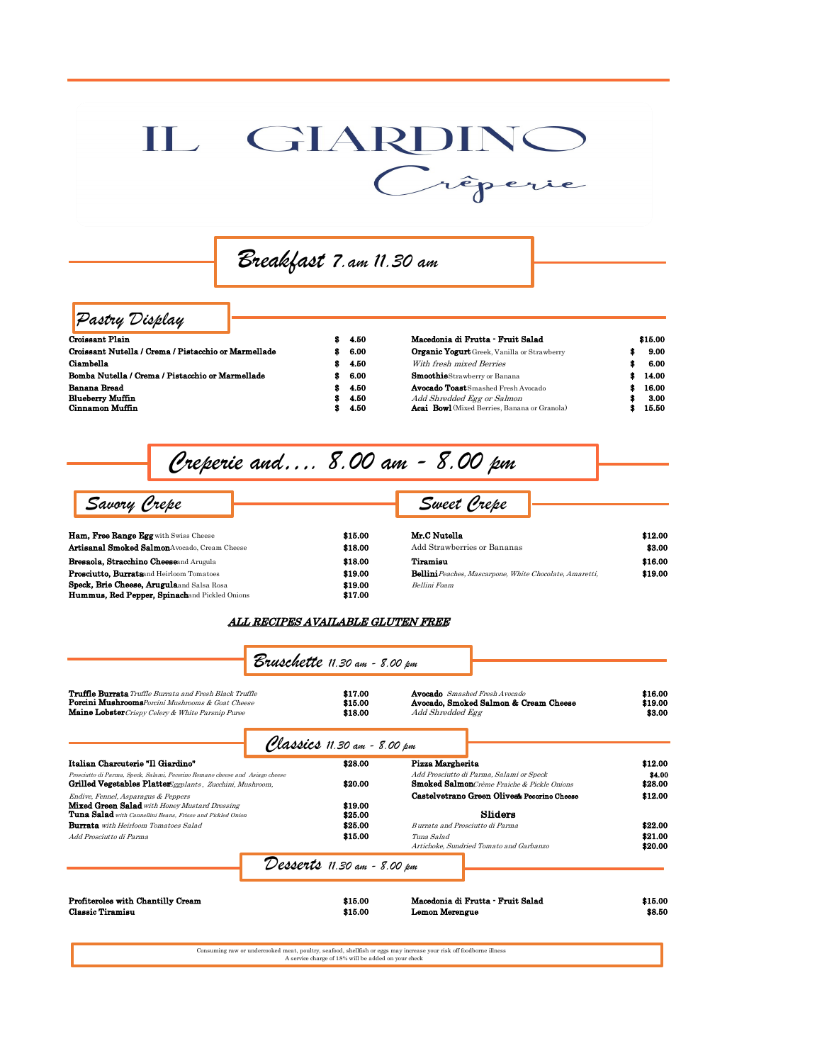# IL GIARDINO

## Creperie

## Breakfast 7.am 11.30 am

### Pastry Display

| Item | Price |
|---|---|
| **Croissant Plain** | $ 4.50 |
| **Croissant Nutella / Crema / Pistacchio or Marmellade** | $ 6.00 |
| **Ciambella** | $ 4.50 |
| **Bomba Nutella / Crema / Pistacchio or Marmellade** | $ 6.00 |
| **Banana Bread** | $ 4.50 |
| **Blueberry Muffin** | $ 4.50 |
| **Cinnamon Muffin** | $ 4.50 |

| Item | Price |
|---|---|
| **Macedonia di Frutta - Fruit Salad** | $15.00 |
| **Organic Yogurt** Greek, Vanilla or Strawberry | $ 9.00 |
| *With fresh mixed Berries* | $ 6.00 |
| **Smoothie** Strawberry or Banana | $ 14.00 |
| **Avocado Toast** Smashed Fresh Avocado | $ 16.00 |
| *Add Shredded Egg or Salmon* | $ 3.00 |
| **Acai Bowl** (Mixed Berries, Banana or Granola) | $ 15.50 |

## Creperie and.... 8.00 am - 8.00 pm

### Savory Crepe

| Item | Price |
|---|---|
| **Ham, Free Range Egg** with Swiss Cheese | $15.00 |
| **Artisanal Smoked Salmon** Avocado, Cream Cheese | $18.00 |
| **Bresaola, Stracchino Cheese** and Arugula | $18.00 |
| **Prosciutto, Burrata** and Heirloom Tomatoes | $19.00 |
| **Speck, Brie Cheese, Arugula** and Salsa Rosa | $19.00 |
| **Hummus, Red Pepper, Spinach** and Pickled Onions | $17.00 |

### Sweet Crepe

| Item | Price |
|---|---|
| **Mr.C Nutella** | $12.00 |
| Add Strawberries or Bananas | $3.00 |
| **Tiramisu** | $16.00 |
| **Bellini** *Peaches, Mascarpone, White Chocolate, Amaretti, Bellini Foam* | $19.00 |

***ALL RECIPES AVAILABLE GLUTEN FREE***

## Bruschette 11.30 am - 8.00 pm

| Item | Price |
|---|---|
| **Truffle Burrata** *Truffle Burrata and Fresh Black Truffle* | $17.00 |
| **Porcini Mushrooms** *Porcini Mushrooms & Goat Cheese* | $15.00 |
| **Maine Lobster** *Crispy Celery & White Parsnip Puree* | $18.00 |
| **Avocado** *Smashed Fresh Avocado* | $16.00 |
| **Avocado, Smoked Salmon & Cream Cheese** | $19.00 |
| *Add Shredded Egg* | $3.00 |

## Classics 11.30 am - 8.00 pm

| Item | Price |
|---|---|
| **Italian Charcuterie "Il Giardino"** *Prosciutto di Parma, Speck, Salami, Pecorino Romano cheese and Asiago cheese* | $28.00 |
| **Grilled Vegetables Platter** *Eggplants, Zucchini, Mushroom, Endive, Fennel, Asparagus & Peppers* | $20.00 |
| **Mixed Green Salad** *with Honey Mustard Dressing* | $19.00 |
| **Tuna Salad** *with Cannellini Beans, Frisse and Pickled Onion* | $25.00 |
| **Burrata** *with Heirloom Tomatoes Salad* | $25.00 |
| *Add Prosciutto di Parma* | $15.00 |
| **Pizza Margherita** | $12.00 |
| *Add Prosciutto di Parma, Salami or Speck* | $4.00 |
| **Smoked Salmon** *Crème Fraiche & Pickle Onions* | $28.00 |
| **Castelvetrano Green Olives & Pecorino Cheese** | $12.00 |

### Sliders

| Item | Price |
|---|---|
| *Burrata and Prosciutto di Parma* | $22.00 |
| *Tuna Salad* | $21.00 |
| *Artichoke, Sundried Tomato and Garbanzo* | $20.00 |

## Desserts 11.30 am - 8.00 pm

| Item | Price |
|---|---|
| **Profiteroles with Chantilly Cream** | $15.00 |
| **Classic Tiramisu** | $15.00 |
| **Macedonia di Frutta - Fruit Salad** | $15.00 |
| **Lemon Merengue** | $8.50 |

Consuming raw or undercooked meat, poultry, seafood, shellfish or eggs may increase your risk off foodborne illness
A service charge of 18% will be added on your check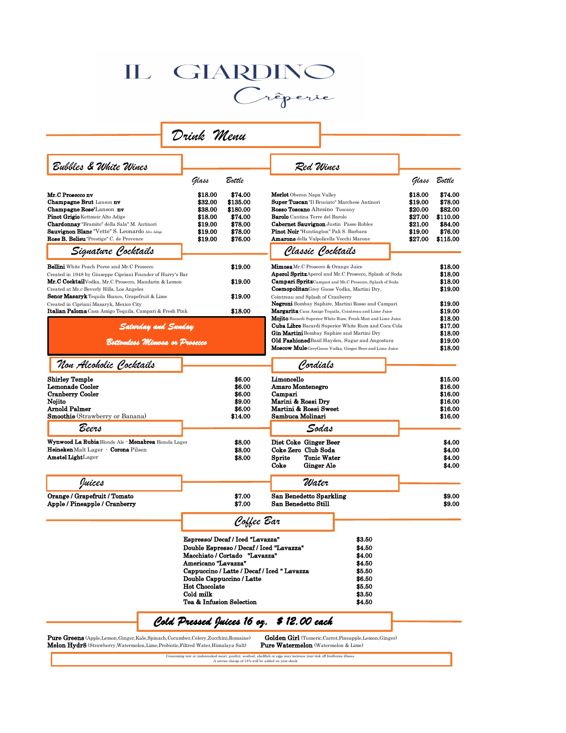# IL GIARDINO

Crêperie

## Drink Menu

### Bubbles & White Wines

| | Glass | Bottle |
|---|---|---|
| **Mr.C Prosecco nv** | $18.00 | $74.00 |
| **Champagne Brut** Lanson **nv** | $32.00 | $135.00 |
| **Champagne Rose'**Lanson **nv** | $38.00 | $180.00 |
| **Pinot Grigio** Kettmeir Alto Adige | $18.00 | $74.00 |
| **Chardonnay** "Bramito" della Sala" M. Antinori | $19.00 | $78.00 |
| **Sauvignon Blanc** "Vette" S. Leonardo Alto Adige | $19.00 | $78.00 |
| **Rose B. Belieu** "Prestige" C. de Provence | $19.00 | $76.00 |

### Red Wines

| | Glass | Bottle |
|---|---|---|
| **Merlot** Oberon Napa Valley | $18.00 | $74.00 |
| **Super Tuscan** "Il Bruciato" Marchese Antinori | $19.00 | $78.00 |
| **Rosso Toscano** Altesino Tuscany | $20.00 | $82.00 |
| **Barolo** Cantina Terre del Barolo | $27.00 | $110.00 |
| **Cabernet Sauvignon** Justin Passo Robles | $21.00 | $84.00 |
| **Pinot Noir** "Huntington" Pali S. Barbara | $19.00 | $76.00 |
| **Amarone** della Valpolicella Vecchi Marone | $27.00 | $115.00 |

### Signature Cocktails

**Bellini** White Peach Puree and Mr.C Prosecco — $19.00
Created in 1948 by Giuseppe Cipriani Founder of Harry's Bar

**Mr.C Cocktail** Vodka, Mr.C Prosecco, Mandarin & Lemon — $19.00
Created at Mr.c Beverly Hills, Los Angeles

**Senor Masaryk** Tequila Bianco, Grapefruit & Lime — $19.00
Created in Cipriani Masaryk, Mexico City

**Italian Paloma** Casa Amigo Tequila, Campari & Fresh Pink — $18.00

**Saturday and Sunday**

**Bottomless Mimosa or Prosecco**

### Classic Cocktails

| | |
|---|---|
| **Mimosa** Mr.C Prosecco & Orange Juice | $18.00 |
| **Aperol Spritz** Aperol and Mr.C Prosecco, Splash of Soda | $18.00 |
| **Campari Spritz** Campari and Mr.C Prosecco, Splash of Soda | $18.00 |
| **Cosmopolitan** Grey Goose Vodka, Martini Dry, Cointreau and Splash of Cranberry | $19.00 |
| **Negroni** Bombay Saphire, Martini Rosso and Campari | $19.00 |
| **Margarita** Casa Amigo Tequila, Cointreau and Lime Juice | $19.00 |
| **Mojito** Bacardi Superior White Rum, Fresh Mint and Lime Juice | $18.00 |
| **Cuba Libre** Bacardi Superior White Rum and Coca Cola | $17.00 |
| **Gin Martini** Bombay Saphire and Martini Dry | $18.00 |
| **Old Fashioned** Basil Hayden, Sugar and Angostura | $19.00 |
| **Moscow Mule** GreyGoose Vodka, Ginger Beer and Lime Juice | $18.00 |

### Non Alcoholic Cocktails

| | |
|---|---|
| **Shirley Temple** | $6.00 |
| **Lemonade Cooler** | $6.00 |
| **Cranberry Cooler** | $6.00 |
| **Nojito** | $9.00 |
| **Arnold Palmer** | $6.00 |
| **Smoothie** (Strawberry or Banana) | $14.00 |

### Cordials

| | |
|---|---|
| **Limoncello** | $15.00 |
| **Amaro Montenegro** | $16.00 |
| **Campari** | $16.00 |
| **Marini & Rossi Dry** | $16.00 |
| **Martini & Rossi Sweet** | $16.00 |
| **Sambuca Molinari** | $16.00 |

### Beers

| | |
|---|---|
| **Wynwood La Rubia** Blonde Ale - **Menabrea** Bionda Lager | $8.00 |
| **Heineken** Malt Lager - **Corona** Pilsen | $8.00 |
| **Amstel Light** Lager | $8.00 |

### Sodas

| | | |
|---|---|---|
| **Diet Coke** | **Ginger Beer** | $4.00 |
| **Coke Zero** | **Club Soda** | $4.00 |
| **Sprite** | **Tonic Water** | $4.00 |
| **Coke** | **Ginger Ale** | $4.00 |

### Juices

| | |
|---|---|
| **Orange / Grapefruit / Tomato** | $7.00 |
| **Apple / Pineapple / Cranberry** | $7.00 |

### Water

| | |
|---|---|
| **San Benedetto Sparkling** | $9.00 |
| **San Benedetto Still** | $9.00 |

### Coffee Bar

| | |
|---|---|
| **Espresso/ Decaf / Iced "Lavazza"** | $3.50 |
| **Double Espresso / Decaf / Iced "Lavazza"** | $4.50 |
| **Macchiato / Cortado "Lavazza"** | $4.00 |
| **Americano "Lavazza"** | $4.50 |
| **Cappuccino / Latte / Decaf / Iced " Lavazza** | $5.50 |
| **Double Cappuccino / Latte** | $6.50 |
| **Hot Chocolate** | $5.50 |
| **Cold milk** | $3.50 |
| **Tea & Infusion Selection** | $4.50 |

### Cold Pressed Juices 16 oz. $ 12.00 each

**Pure Greens** (Apple,Lemon,Ginger,Kale,Spinach,Cocumber,Celery,Zucchini,Romaine)

**Golden Girl** (Tumeric,Carrot,Pineapple,Lemon,Ginger)

**Melon Hydr8** (Strawberry,Watermelon,Lime,Probiotic,Filtred Water,Himalaya Salt)

**Pure Watermelon** (Watermelon & Lime)

Consuming raw or undercooked meat, poultry, seafood, shellfish or eggs may increase your risk off foodborne illness
A service charge of 18% will be added on your check